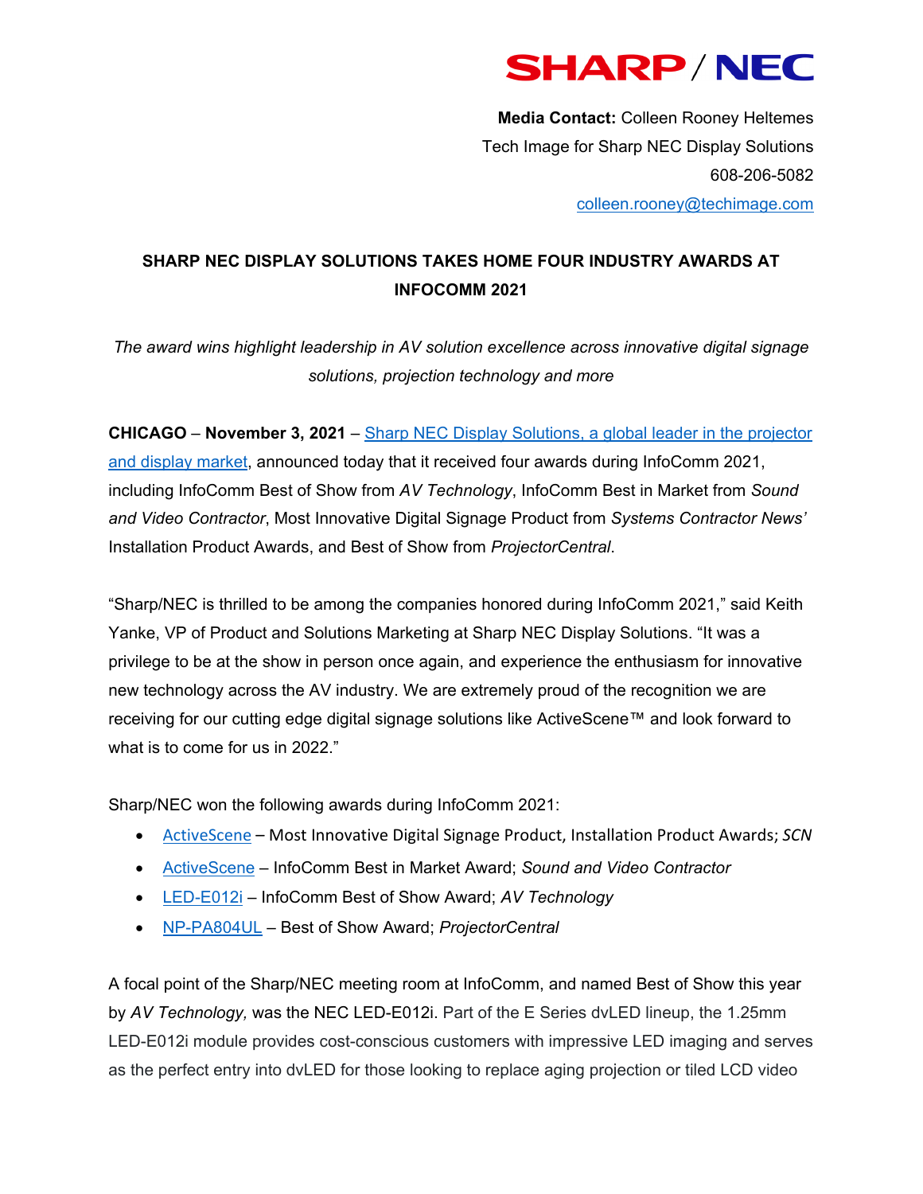SHARP / NEC

**Media Contact:** Colleen Rooney Heltemes
Tech Image for Sharp NEC Display Solutions
608-206-5082
colleen.rooney@techimage.com

# SHARP NEC DISPLAY SOLUTIONS TAKES HOME FOUR INDUSTRY AWARDS AT INFOCOMM 2021

*The award wins highlight leadership in AV solution excellence across innovative digital signage solutions, projection technology and more*

**CHICAGO** – **November 3, 2021** – Sharp NEC Display Solutions, a global leader in the projector and display market, announced today that it received four awards during InfoComm 2021, including InfoComm Best of Show from *AV Technology*, InfoComm Best in Market from *Sound and Video Contractor*, Most Innovative Digital Signage Product from *Systems Contractor News'* Installation Product Awards, and Best of Show from *ProjectorCentral*.

"Sharp/NEC is thrilled to be among the companies honored during InfoComm 2021," said Keith Yanke, VP of Product and Solutions Marketing at Sharp NEC Display Solutions. "It was a privilege to be at the show in person once again, and experience the enthusiasm for innovative new technology across the AV industry. We are extremely proud of the recognition we are receiving for our cutting edge digital signage solutions like ActiveScene™ and look forward to what is to come for us in 2022."

Sharp/NEC won the following awards during InfoComm 2021:

- ActiveScene – Most Innovative Digital Signage Product, Installation Product Awards; *SCN*
- ActiveScene – InfoComm Best in Market Award; *Sound and Video Contractor*
- LED-E012i – InfoComm Best of Show Award; *AV Technology*
- NP-PA804UL – Best of Show Award; *ProjectorCentral*

A focal point of the Sharp/NEC meeting room at InfoComm, and named Best of Show this year by *AV Technology,* was the NEC LED-E012i. Part of the E Series dvLED lineup, the 1.25mm LED-E012i module provides cost-conscious customers with impressive LED imaging and serves as the perfect entry into dvLED for those looking to replace aging projection or tiled LCD video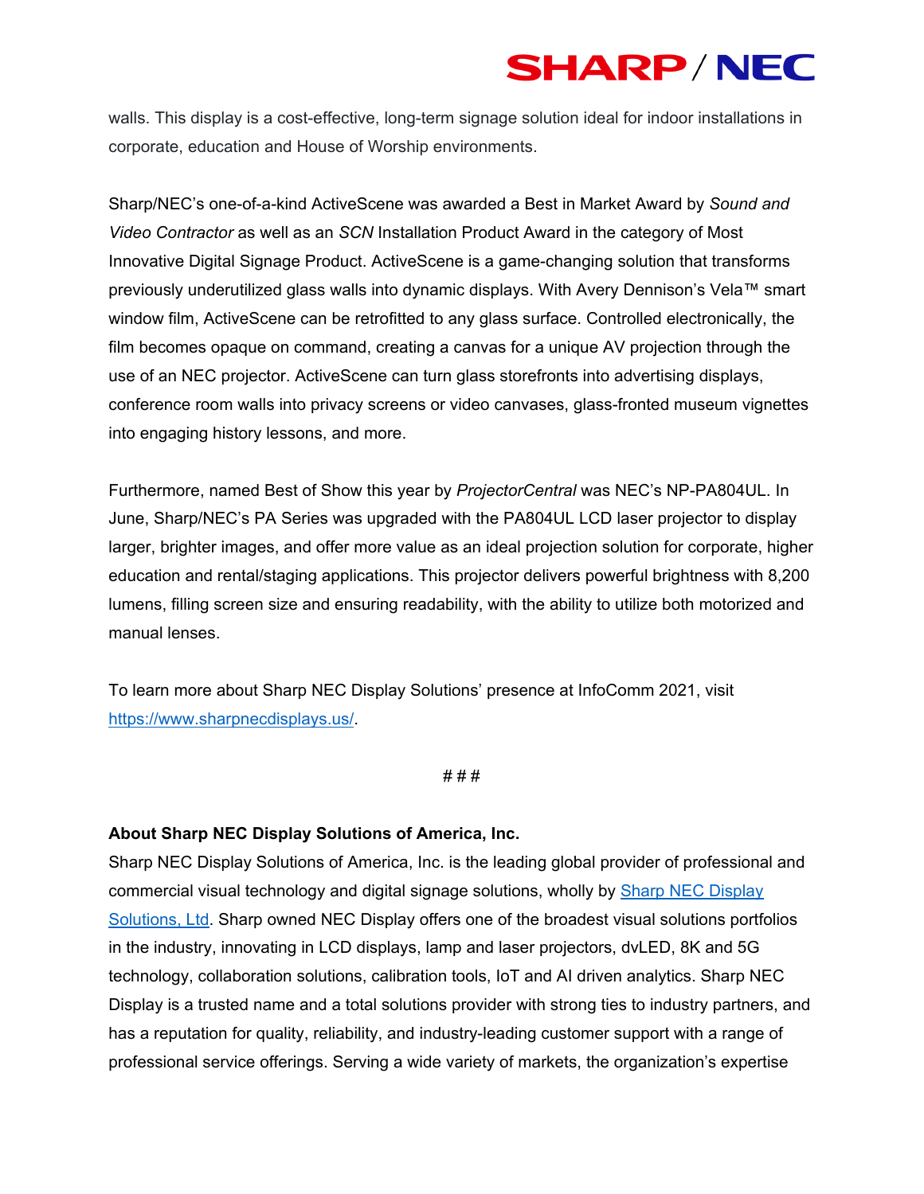walls. This display is a cost-effective, long-term signage solution ideal for indoor installations in corporate, education and House of Worship environments.

Sharp/NEC's one-of-a-kind ActiveScene was awarded a Best in Market Award by *Sound and Video Contractor* as well as an *SCN* Installation Product Award in the category of Most Innovative Digital Signage Product. ActiveScene is a game-changing solution that transforms previously underutilized glass walls into dynamic displays. With Avery Dennison's Vela™ smart window film, ActiveScene can be retrofitted to any glass surface. Controlled electronically, the film becomes opaque on command, creating a canvas for a unique AV projection through the use of an NEC projector. ActiveScene can turn glass storefronts into advertising displays, conference room walls into privacy screens or video canvases, glass-fronted museum vignettes into engaging history lessons, and more.

Furthermore, named Best of Show this year by *ProjectorCentral* was NEC's NP-PA804UL. In June, Sharp/NEC's PA Series was upgraded with the PA804UL LCD laser projector to display larger, brighter images, and offer more value as an ideal projection solution for corporate, higher education and rental/staging applications. This projector delivers powerful brightness with 8,200 lumens, filling screen size and ensuring readability, with the ability to utilize both motorized and manual lenses.

To learn more about Sharp NEC Display Solutions' presence at InfoComm 2021, visit [https://www.sharpnecdisplays.us/](https://www.sharpnecdisplays.us/).

# # #

**About Sharp NEC Display Solutions of America, Inc.**

Sharp NEC Display Solutions of America, Inc. is the leading global provider of professional and commercial visual technology and digital signage solutions, wholly by Sharp NEC Display Solutions, Ltd. Sharp owned NEC Display offers one of the broadest visual solutions portfolios in the industry, innovating in LCD displays, lamp and laser projectors, dvLED, 8K and 5G technology, collaboration solutions, calibration tools, IoT and AI driven analytics. Sharp NEC Display is a trusted name and a total solutions provider with strong ties to industry partners, and has a reputation for quality, reliability, and industry-leading customer support with a range of professional service offerings. Serving a wide variety of markets, the organization's expertise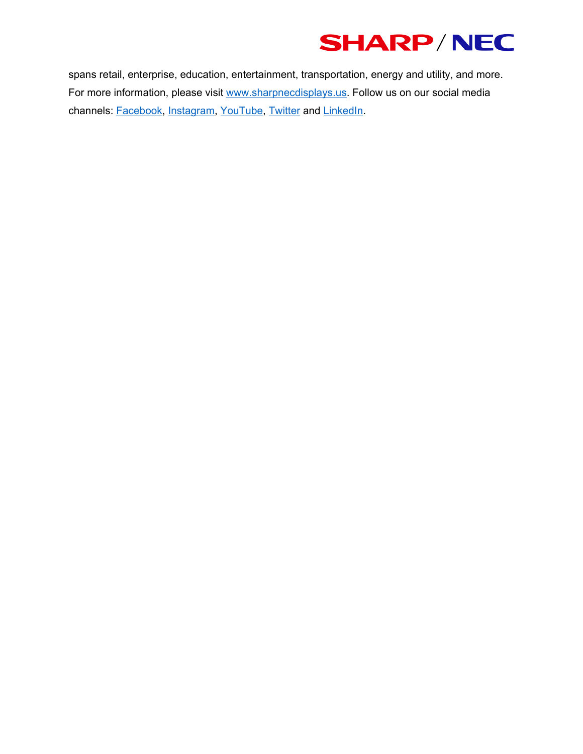spans retail, enterprise, education, entertainment, transportation, energy and utility, and more. For more information, please visit [www.sharpnecdisplays.us](www.sharpnecdisplays.us). Follow us on our social media channels: Facebook, Instagram, YouTube, Twitter and LinkedIn.